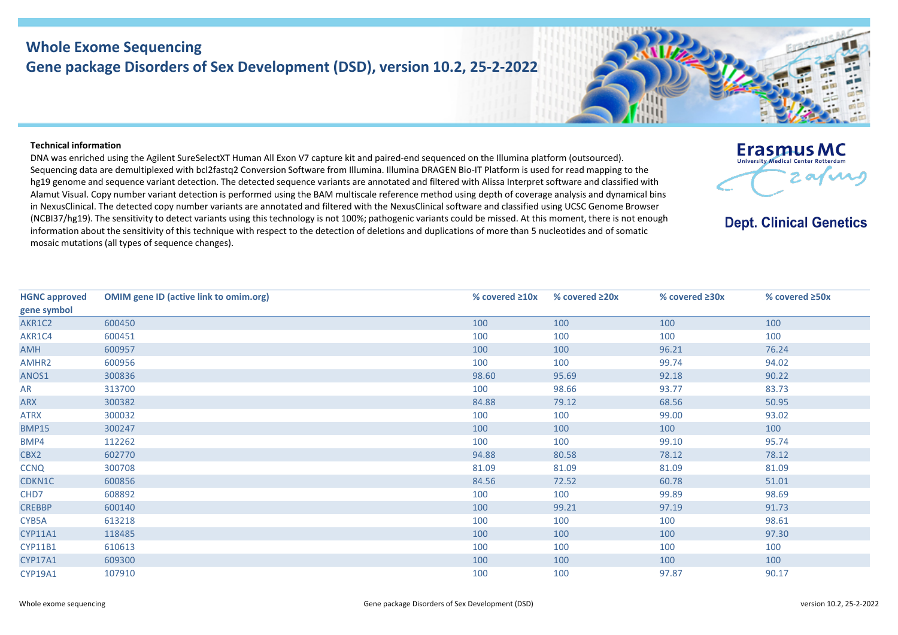# Whole Exome Sequencing
## Gene package Disorders of Sex Development (DSD), version 10.2, 25-2-2022

**Technical information**

DNA was enriched using the Agilent SureSelectXT Human All Exon V7 capture kit and paired-end sequenced on the Illumina platform (outsourced). Sequencing data are demultiplexed with bcl2fastq2 Conversion Software from Illumina. Illumina DRAGEN Bio-IT Platform is used for read mapping to the hg19 genome and sequence variant detection. The detected sequence variants are annotated and filtered with Alissa Interpret software and classified with Alamut Visual. Copy number variant detection is performed using the BAM multiscale reference method using depth of coverage analysis and dynamical bins in NexusClinical. The detected copy number variants are annotated and filtered with the NexusClinical software and classified using UCSC Genome Browser (NCBI37/hg19). The sensitivity to detect variants using this technology is not 100%; pathogenic variants could be missed. At this moment, there is not enough information about the sensitivity of this technique with respect to the detection of deletions and duplications of more than 5 nucleotides and of somatic mosaic mutations (all types of sequence changes).

Erasmus MC
University Medical Center Rotterdam

Dept. Clinical Genetics

| HGNC approved gene symbol | OMIM gene ID (active link to omim.org) | % covered ≥10x | % covered ≥20x | % covered ≥30x | % covered ≥50x |
|---|---|---|---|---|---|
| AKR1C2 | 600450 | 100 | 100 | 100 | 100 |
| AKR1C4 | 600451 | 100 | 100 | 100 | 100 |
| AMH | 600957 | 100 | 100 | 96.21 | 76.24 |
| AMHR2 | 600956 | 100 | 100 | 99.74 | 94.02 |
| ANOS1 | 300836 | 98.60 | 95.69 | 92.18 | 90.22 |
| AR | 313700 | 100 | 98.66 | 93.77 | 83.73 |
| ARX | 300382 | 84.88 | 79.12 | 68.56 | 50.95 |
| ATRX | 300032 | 100 | 100 | 99.00 | 93.02 |
| BMP15 | 300247 | 100 | 100 | 100 | 100 |
| BMP4 | 112262 | 100 | 100 | 99.10 | 95.74 |
| CBX2 | 602770 | 94.88 | 80.58 | 78.12 | 78.12 |
| CCNQ | 300708 | 81.09 | 81.09 | 81.09 | 81.09 |
| CDKN1C | 600856 | 84.56 | 72.52 | 60.78 | 51.01 |
| CHD7 | 608892 | 100 | 100 | 99.89 | 98.69 |
| CREBBP | 600140 | 100 | 99.21 | 97.19 | 91.73 |
| CYB5A | 613218 | 100 | 100 | 100 | 98.61 |
| CYP11A1 | 118485 | 100 | 100 | 100 | 97.30 |
| CYP11B1 | 610613 | 100 | 100 | 100 | 100 |
| CYP17A1 | 609300 | 100 | 100 | 100 | 100 |
| CYP19A1 | 107910 | 100 | 100 | 97.87 | 90.17 |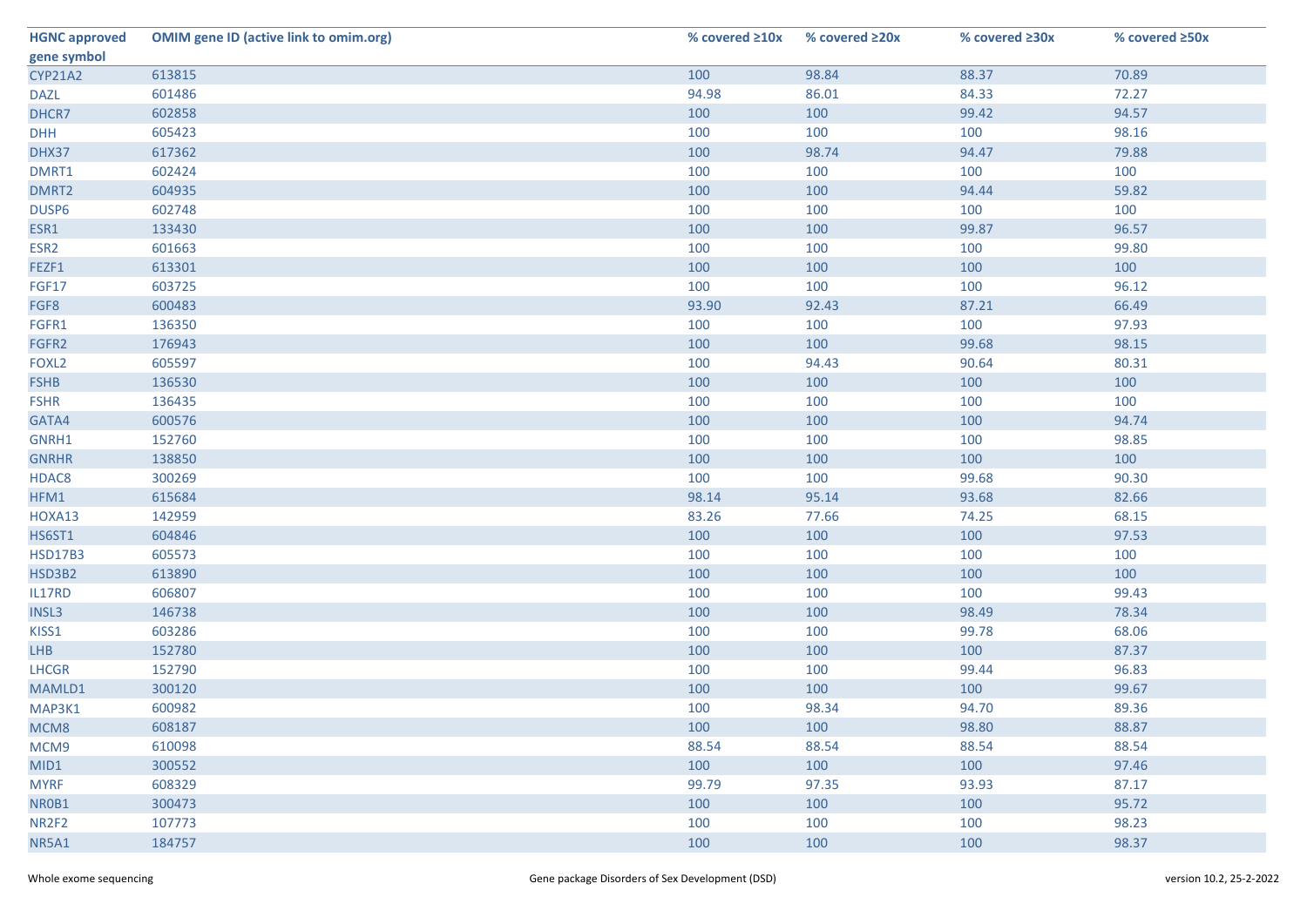| HGNC approved gene symbol | OMIM gene ID (active link to omim.org) | % covered ≥10x | % covered ≥20x | % covered ≥30x | % covered ≥50x |
|---|---|---|---|---|---|
| CYP21A2 | 613815 | 100 | 98.84 | 88.37 | 70.89 |
| DAZL | 601486 | 94.98 | 86.01 | 84.33 | 72.27 |
| DHCR7 | 602858 | 100 | 100 | 99.42 | 94.57 |
| DHH | 605423 | 100 | 100 | 100 | 98.16 |
| DHX37 | 617362 | 100 | 98.74 | 94.47 | 79.88 |
| DMRT1 | 602424 | 100 | 100 | 100 | 100 |
| DMRT2 | 604935 | 100 | 100 | 94.44 | 59.82 |
| DUSP6 | 602748 | 100 | 100 | 100 | 100 |
| ESR1 | 133430 | 100 | 100 | 99.87 | 96.57 |
| ESR2 | 601663 | 100 | 100 | 100 | 99.80 |
| FEZF1 | 613301 | 100 | 100 | 100 | 100 |
| FGF17 | 603725 | 100 | 100 | 100 | 96.12 |
| FGF8 | 600483 | 93.90 | 92.43 | 87.21 | 66.49 |
| FGFR1 | 136350 | 100 | 100 | 100 | 97.93 |
| FGFR2 | 176943 | 100 | 100 | 99.68 | 98.15 |
| FOXL2 | 605597 | 100 | 94.43 | 90.64 | 80.31 |
| FSHB | 136530 | 100 | 100 | 100 | 100 |
| FSHR | 136435 | 100 | 100 | 100 | 100 |
| GATA4 | 600576 | 100 | 100 | 100 | 94.74 |
| GNRH1 | 152760 | 100 | 100 | 100 | 98.85 |
| GNRHR | 138850 | 100 | 100 | 100 | 100 |
| HDAC8 | 300269 | 100 | 100 | 99.68 | 90.30 |
| HFM1 | 615684 | 98.14 | 95.14 | 93.68 | 82.66 |
| HOXA13 | 142959 | 83.26 | 77.66 | 74.25 | 68.15 |
| HS6ST1 | 604846 | 100 | 100 | 100 | 97.53 |
| HSD17B3 | 605573 | 100 | 100 | 100 | 100 |
| HSD3B2 | 613890 | 100 | 100 | 100 | 100 |
| IL17RD | 606807 | 100 | 100 | 100 | 99.43 |
| INSL3 | 146738 | 100 | 100 | 98.49 | 78.34 |
| KISS1 | 603286 | 100 | 100 | 99.78 | 68.06 |
| LHB | 152780 | 100 | 100 | 100 | 87.37 |
| LHCGR | 152790 | 100 | 100 | 99.44 | 96.83 |
| MAMLD1 | 300120 | 100 | 100 | 100 | 99.67 |
| MAP3K1 | 600982 | 100 | 98.34 | 94.70 | 89.36 |
| MCM8 | 608187 | 100 | 100 | 98.80 | 88.87 |
| MCM9 | 610098 | 88.54 | 88.54 | 88.54 | 88.54 |
| MID1 | 300552 | 100 | 100 | 100 | 97.46 |
| MYRF | 608329 | 99.79 | 97.35 | 93.93 | 87.17 |
| NR0B1 | 300473 | 100 | 100 | 100 | 95.72 |
| NR2F2 | 107773 | 100 | 100 | 100 | 98.23 |
| NR5A1 | 184757 | 100 | 100 | 100 | 98.37 |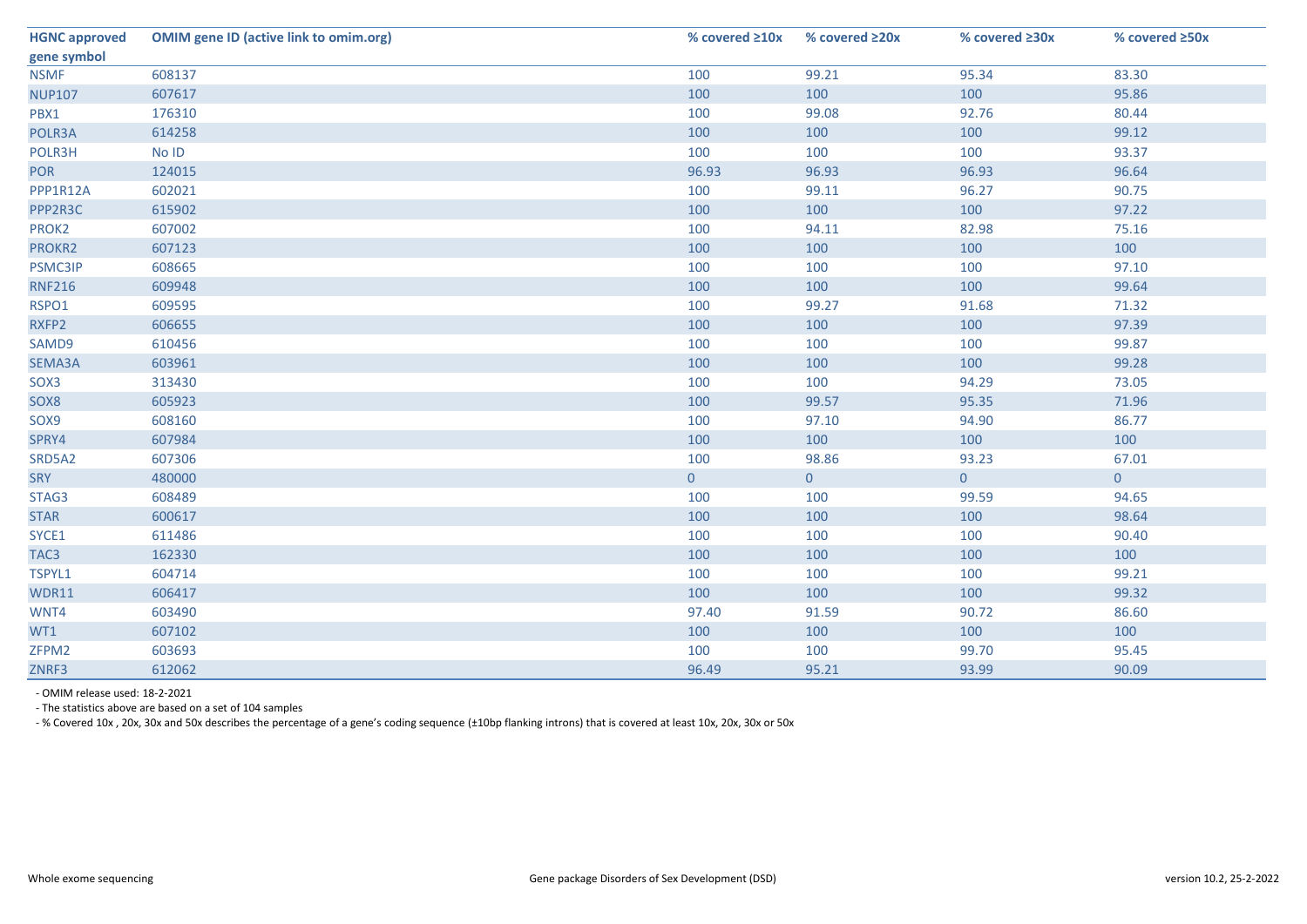| HGNC approved gene symbol | OMIM gene ID (active link to omim.org) | % covered ≥10x | % covered ≥20x | % covered ≥30x | % covered ≥50x |
|---|---|---|---|---|---|
| NSMF | 608137 | 100 | 99.21 | 95.34 | 83.30 |
| NUP107 | 607617 | 100 | 100 | 100 | 95.86 |
| PBX1 | 176310 | 100 | 99.08 | 92.76 | 80.44 |
| POLR3A | 614258 | 100 | 100 | 100 | 99.12 |
| POLR3H | No ID | 100 | 100 | 100 | 93.37 |
| POR | 124015 | 96.93 | 96.93 | 96.93 | 96.64 |
| PPP1R12A | 602021 | 100 | 99.11 | 96.27 | 90.75 |
| PPP2R3C | 615902 | 100 | 100 | 100 | 97.22 |
| PROK2 | 607002 | 100 | 94.11 | 82.98 | 75.16 |
| PROKR2 | 607123 | 100 | 100 | 100 | 100 |
| PSMC3IP | 608665 | 100 | 100 | 100 | 97.10 |
| RNF216 | 609948 | 100 | 100 | 100 | 99.64 |
| RSPO1 | 609595 | 100 | 99.27 | 91.68 | 71.32 |
| RXFP2 | 606655 | 100 | 100 | 100 | 97.39 |
| SAMD9 | 610456 | 100 | 100 | 100 | 99.87 |
| SEMA3A | 603961 | 100 | 100 | 100 | 99.28 |
| SOX3 | 313430 | 100 | 100 | 94.29 | 73.05 |
| SOX8 | 605923 | 100 | 99.57 | 95.35 | 71.96 |
| SOX9 | 608160 | 100 | 97.10 | 94.90 | 86.77 |
| SPRY4 | 607984 | 100 | 100 | 100 | 100 |
| SRD5A2 | 607306 | 100 | 98.86 | 93.23 | 67.01 |
| SRY | 480000 | 0 | 0 | 0 | 0 |
| STAG3 | 608489 | 100 | 100 | 99.59 | 94.65 |
| STAR | 600617 | 100 | 100 | 100 | 98.64 |
| SYCE1 | 611486 | 100 | 100 | 100 | 90.40 |
| TAC3 | 162330 | 100 | 100 | 100 | 100 |
| TSPYL1 | 604714 | 100 | 100 | 100 | 99.21 |
| WDR11 | 606417 | 100 | 100 | 100 | 99.32 |
| WNT4 | 603490 | 97.40 | 91.59 | 90.72 | 86.60 |
| WT1 | 607102 | 100 | 100 | 100 | 100 |
| ZFPM2 | 603693 | 100 | 100 | 99.70 | 95.45 |
| ZNRF3 | 612062 | 96.49 | 95.21 | 93.99 | 90.09 |

- OMIM release used: 18-2-2021
- The statistics above are based on a set of 104 samples
- % Covered 10x , 20x, 30x and 50x describes the percentage of a gene's coding sequence (±10bp flanking introns) that is covered at least 10x, 20x, 30x or 50x